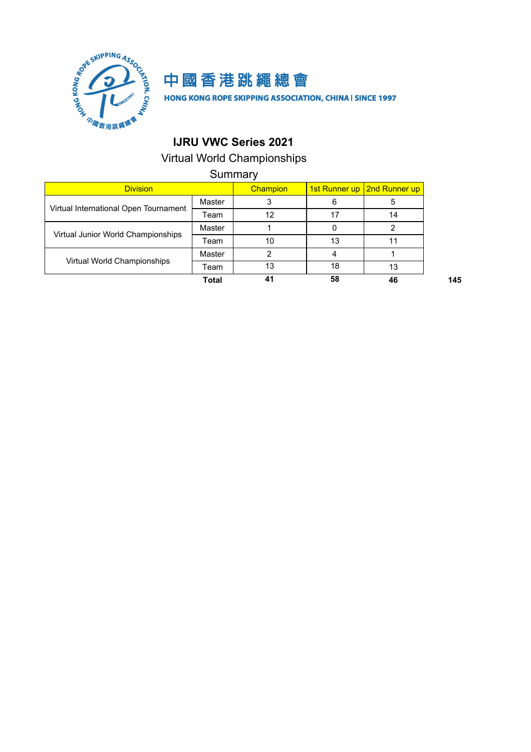中國香港跳繩總會

HONG KONG ROPE SKIPPING ASSOCIATION, CHINA | SINCE 1997

# IJRU VWC Series 2021

## Virtual World Championships

## Summary

| Division | | Champion | 1st Runner up | 2nd Runner up | |
|---|---|---|---|---|---|
| Virtual International Open Tournament | Master | 3 | 6 | 5 | |
| | Team | 12 | 17 | 14 | |
| Virtual Junior World Championships | Master | 1 | 0 | 2 | |
| | Team | 10 | 13 | 11 | |
| Virtual World Championships | Master | 2 | 4 | 1 | |
| | Team | 13 | 18 | 13 | |
| | **Total** | **41** | **58** | **46** | **145** |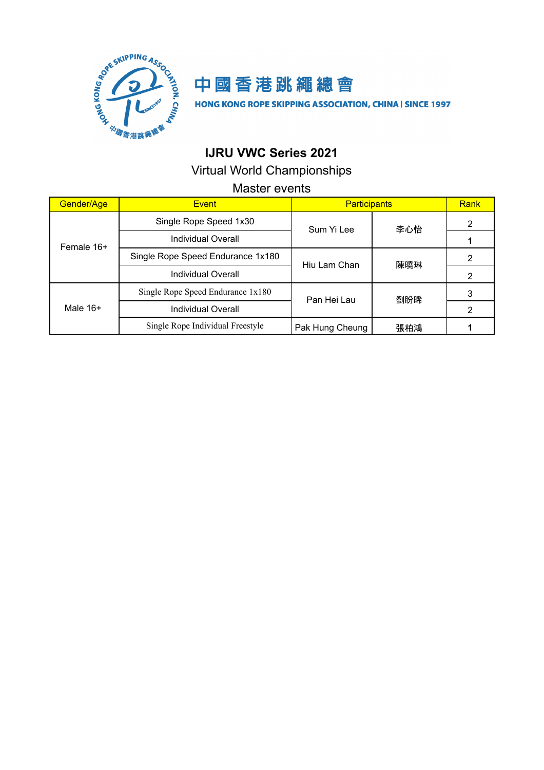中國香港跳繩總會

HONG KONG ROPE SKIPPING ASSOCIATION, CHINA | SINCE 1997

## IJRU VWC Series 2021

Virtual World Championships

Master events

| Gender/Age | Event | Participants | | Rank |
|---|---|---|---|---|
| Female 16+ | Single Rope Speed 1x30 | Sum Yi Lee | 李心怡 | 2 |
| | Individual Overall | | | **1** |
| | Single Rope Speed Endurance 1x180 | Hiu Lam Chan | 陳曉琳 | 2 |
| | Individual Overall | | | 2 |
| Male 16+ | Single Rope Speed Endurance 1x180 | Pan Hei Lau | 劉盼晞 | 3 |
| | Individual Overall | | | 2 |
| | Single Rope Individual Freestyle | Pak Hung Cheung | 張柏鴻 | **1** |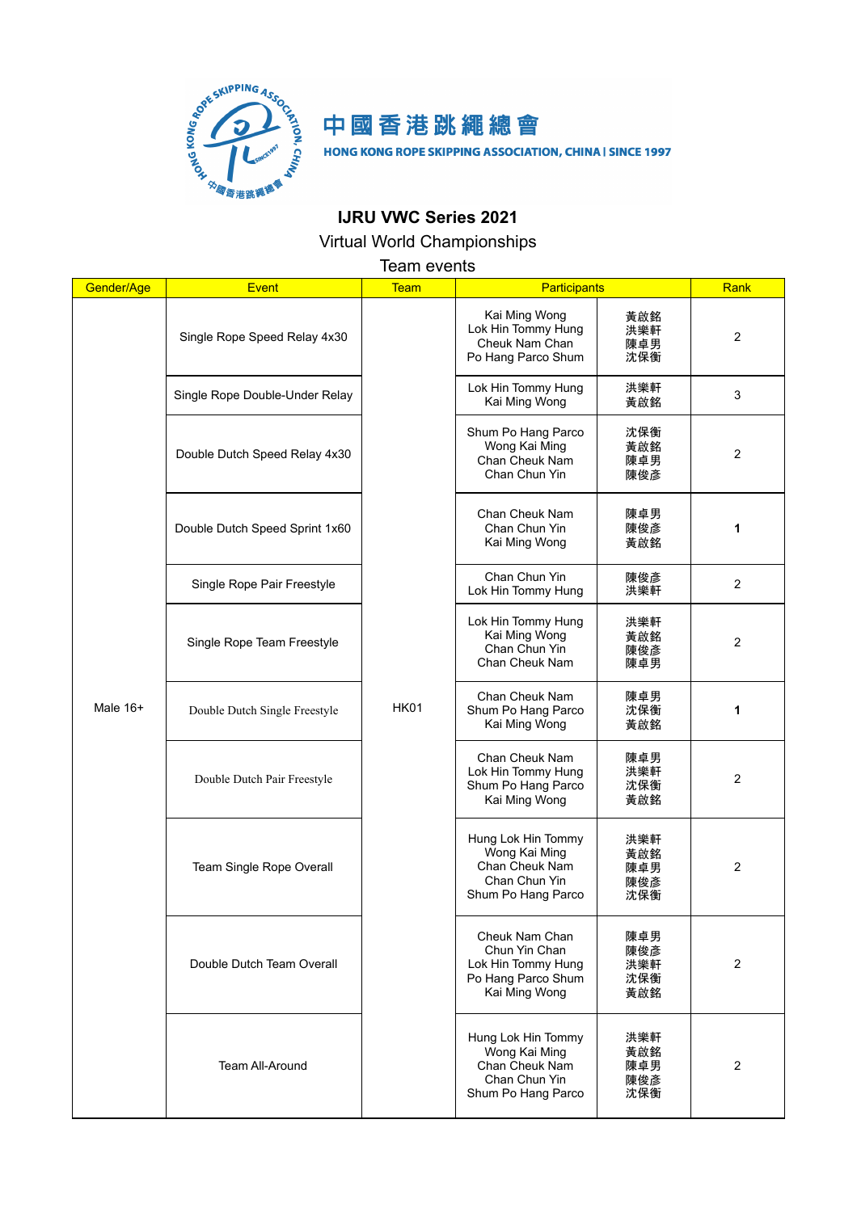中國香港跳繩總會

HONG KONG ROPE SKIPPING ASSOCIATION, CHINA | SINCE 1997

**IJRU VWC Series 2021**

Virtual World Championships

Team events

| Gender/Age | Event | Team | Participants | | Rank |
|---|---|---|---|---|---|
| Male 16+ | Single Rope Speed Relay 4x30 | HK01 | Kai Ming Wong<br>Lok Hin Tommy Hung<br>Cheuk Nam Chan<br>Po Hang Parco Shum | 黃啟銘<br>洪樂軒<br>陳卓男<br>沈保衡 | 2 |
| | Single Rope Double-Under Relay | | Lok Hin Tommy Hung<br>Kai Ming Wong | 洪樂軒<br>黃啟銘 | 3 |
| | Double Dutch Speed Relay 4x30 | | Shum Po Hang Parco<br>Wong Kai Ming<br>Chan Cheuk Nam<br>Chan Chun Yin | 沈保衡<br>黃啟銘<br>陳卓男<br>陳俊彥 | 2 |
| | Double Dutch Speed Sprint 1x60 | | Chan Cheuk Nam<br>Chan Chun Yin<br>Kai Ming Wong | 陳卓男<br>陳俊彥<br>黃啟銘 | **1** |
| | Single Rope Pair Freestyle | | Chan Chun Yin<br>Lok Hin Tommy Hung | 陳俊彥<br>洪樂軒 | 2 |
| | Single Rope Team Freestyle | | Lok Hin Tommy Hung<br>Kai Ming Wong<br>Chan Chun Yin<br>Chan Cheuk Nam | 洪樂軒<br>黃啟銘<br>陳俊彥<br>陳卓男 | 2 |
| | Double Dutch Single Freestyle | | Chan Cheuk Nam<br>Shum Po Hang Parco<br>Kai Ming Wong | 陳卓男<br>沈保衡<br>黃啟銘 | **1** |
| | Double Dutch Pair Freestyle | | Chan Cheuk Nam<br>Lok Hin Tommy Hung<br>Shum Po Hang Parco<br>Kai Ming Wong | 陳卓男<br>洪樂軒<br>沈保衡<br>黃啟銘 | 2 |
| | Team Single Rope Overall | | Hung Lok Hin Tommy<br>Wong Kai Ming<br>Chan Cheuk Nam<br>Chan Chun Yin<br>Shum Po Hang Parco | 洪樂軒<br>黃啟銘<br>陳卓男<br>陳俊彥<br>沈保衡 | 2 |
| | Double Dutch Team Overall | | Cheuk Nam Chan<br>Chun Yin Chan<br>Lok Hin Tommy Hung<br>Po Hang Parco Shum<br>Kai Ming Wong | 陳卓男<br>陳俊彥<br>洪樂軒<br>沈保衡<br>黃啟銘 | 2 |
| | Team All-Around | | Hung Lok Hin Tommy<br>Wong Kai Ming<br>Chan Cheuk Nam<br>Chan Chun Yin<br>Shum Po Hang Parco | 洪樂軒<br>黃啟銘<br>陳卓男<br>陳俊彥<br>沈保衡 | 2 |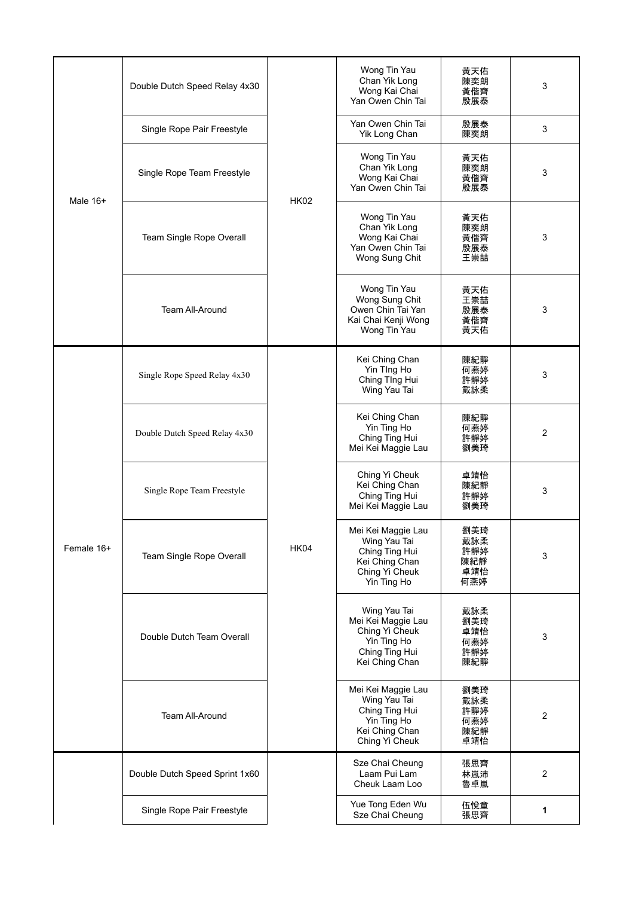| | | | | | |
|---|---|---|---|---|---|
| Male 16+ | Double Dutch Speed Relay 4x30 | HK02 | Wong Tin Yau<br>Chan Yik Long<br>Wong Kai Chai<br>Yan Owen Chin Tai | 黃天佑<br>陳奕朗<br>黃偕齊<br>殷展泰 | 3 |
| | Single Rope Pair Freestyle | | Yan Owen Chin Tai<br>Yik Long Chan | 殷展泰<br>陳奕朗 | 3 |
| | Single Rope Team Freestyle | | Wong Tin Yau<br>Chan Yik Long<br>Wong Kai Chai<br>Yan Owen Chin Tai | 黃天佑<br>陳奕朗<br>黃偕齊<br>殷展泰 | 3 |
| | Team Single Rope Overall | | Wong Tin Yau<br>Chan Yik Long<br>Wong Kai Chai<br>Yan Owen Chin Tai<br>Wong Sung Chit | 黃天佑<br>陳奕朗<br>黃偕齊<br>殷展泰<br>王崇喆 | 3 |
| | Team All-Around | | Wong Tin Yau<br>Wong Sung Chit<br>Owen Chin Tai Yan<br>Kai Chai Kenji Wong<br>Wong Tin Yau | 黃天佑<br>王崇喆<br>殷展泰<br>黃偕齊<br>黃天佑 | 3 |
| Female 16+ | Single Rope Speed Relay 4x30 | HK04 | Kei Ching Chan<br>Yin TIng Ho<br>Ching TIng Hui<br>Wing Yau Tai | 陳紀靜<br>何燕婷<br>許靜婷<br>戴詠柔 | 3 |
| | Double Dutch Speed Relay 4x30 | | Kei Ching Chan<br>Yin Ting Ho<br>Ching Ting Hui<br>Mei Kei Maggie Lau | 陳紀靜<br>何燕婷<br>許靜婷<br>劉美琦 | 2 |
| | Single Rope Team Freestyle | | Ching Yi Cheuk<br>Kei Ching Chan<br>Ching Ting Hui<br>Mei Kei Maggie Lau | 卓靖怡<br>陳紀靜<br>許靜婷<br>劉美琦 | 3 |
| | Team Single Rope Overall | | Mei Kei Maggie Lau<br>Wing Yau Tai<br>Ching Ting Hui<br>Kei Ching Chan<br>Ching Yi Cheuk<br>Yin Ting Ho | 劉美琦<br>戴詠柔<br>許靜婷<br>陳紀靜<br>卓靖怡<br>何燕婷 | 3 |
| | Double Dutch Team Overall | | Wing Yau Tai<br>Mei Kei Maggie Lau<br>Ching Yi Cheuk<br>Yin Ting Ho<br>Ching Ting Hui<br>Kei Ching Chan | 戴詠柔<br>劉美琦<br>卓靖怡<br>何燕婷<br>許靜婷<br>陳紀靜 | 3 |
| | Team All-Around | | Mei Kei Maggie Lau<br>Wing Yau Tai<br>Ching Ting Hui<br>Yin Ting Ho<br>Kei Ching Chan<br>Ching Yi Cheuk | 劉美琦<br>戴詠柔<br>許靜婷<br>何燕婷<br>陳紀靜<br>卓靖怡 | 2 |
| | Double Dutch Speed Sprint 1x60 | | Sze Chai Cheung<br>Laam Pui Lam<br>Cheuk Laam Loo | 張思齊<br>林嵐沛<br>魯卓嵐 | 2 |
| | Single Rope Pair Freestyle | | Yue Tong Eden Wu<br>Sze Chai Cheung | 伍悅童<br>張思齊 | **1** |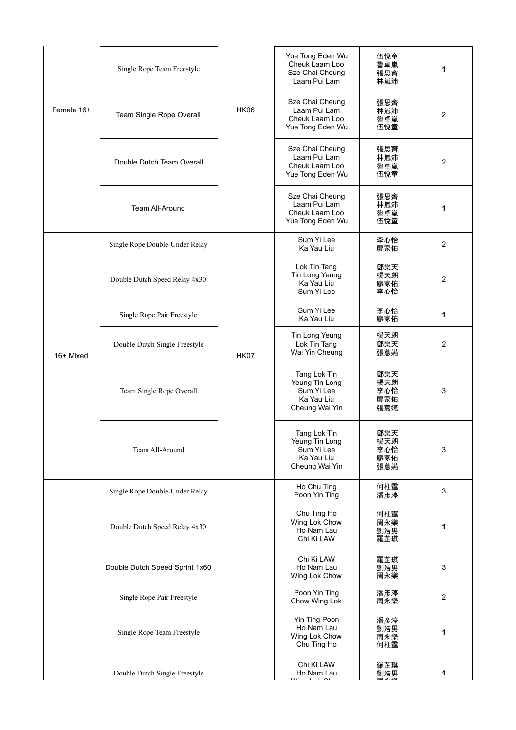| | | | | | |
|---|---|---|---|---|---|
| Female 16+ | Single Rope Team Freestyle | HK06 | Yue Tong Eden Wu<br>Cheuk Laam Loo<br>Sze Chai Cheung<br>Laam Pui Lam | 伍悅童<br>魯卓嵐<br>張思齊<br>林嵐沛 | 1 |
| | Team Single Rope Overall | | Sze Chai Cheung<br>Laam Pui Lam<br>Cheuk Laam Loo<br>Yue Tong Eden Wu | 張思齊<br>林嵐沛<br>魯卓嵐<br>伍悅童 | 2 |
| | Double Dutch Team Overall | | Sze Chai Cheung<br>Laam Pui Lam<br>Cheuk Laam Loo<br>Yue Tong Eden Wu | 張思齊<br>林嵐沛<br>魯卓嵐<br>伍悅童 | 2 |
| | Team All-Around | | Sze Chai Cheung<br>Laam Pui Lam<br>Cheuk Laam Loo<br>Yue Tong Eden Wu | 張思齊<br>林嵐沛<br>魯卓嵐<br>伍悅童 | 1 |
| 16+ Mixed | Single Rope Double-Under Relay | HK07 | Sum Yi Lee<br>Ka Yau Liu | 李心怡<br>廖家佑 | 2 |
| | Double Dutch Speed Relay 4x30 | | Lok Tin Tang<br>Tin Long Yeung<br>Ka Yau Liu<br>Sum Yi Lee | 鄧樂天<br>楊天朗<br>廖家佑<br>李心怡 | 2 |
| | Single Rope Pair Freestyle | | Sum Yi Lee<br>Ka Yau Liu | 李心怡<br>廖家佑 | 1 |
| | Double Dutch Single Freestyle | | Tin Long Yeung<br>Lok Tin Tang<br>Wai Yin Cheung | 楊天朗<br>鄧樂天<br>張蕙嫣 | 2 |
| | Team Single Rope Overall | | Tang Lok Tin<br>Yeung Tin Long<br>Sum Yi Lee<br>Ka Yau Liu<br>Cheung Wai Yin | 鄧樂天<br>楊天朗<br>李心怡<br>廖家佑<br>張蕙嫣 | 3 |
| | Team All-Around | | Tang Lok Tin<br>Yeung Tin Long<br>Sum Yi Lee<br>Ka Yau Liu<br>Cheung Wai Yin | 鄧樂天<br>楊天朗<br>李心怡<br>廖家佑<br>張蕙嫣 | 3 |
| | Single Rope Double-Under Relay | | Ho Chu Ting<br>Poon Yin Ting | 何柱霆<br>潘彥渟 | 3 |
| | Double Dutch Speed Relay 4x30 | | Chu Ting Ho<br>Wing Lok Chow<br>Ho Nam Lau<br>Chi Ki LAW | 何柱霆<br>周永樂<br>劉浩男<br>羅芷琪 | 1 |
| | Double Dutch Speed Sprint 1x60 | | Chi Ki LAW<br>Ho Nam Lau<br>Wing Lok Chow | 羅芷琪<br>劉浩男<br>周永樂 | 3 |
| | Single Rope Pair Freestyle | | Poon Yin Ting<br>Chow Wing Lok | 潘彥渟<br>周永樂 | 2 |
| | Single Rope Team Freestyle | | Yin Ting Poon<br>Ho Nam Lau<br>Wing Lok Chow<br>Chu Ting Ho | 潘彥渟<br>劉浩男<br>周永樂<br>何柱霆 | 1 |
| | Double Dutch Single Freestyle | | Chi Ki LAW<br>Ho Nam Lau<br>Wing Lok Chow | 羅芷琪<br>劉浩男<br>周永樂 | 1 |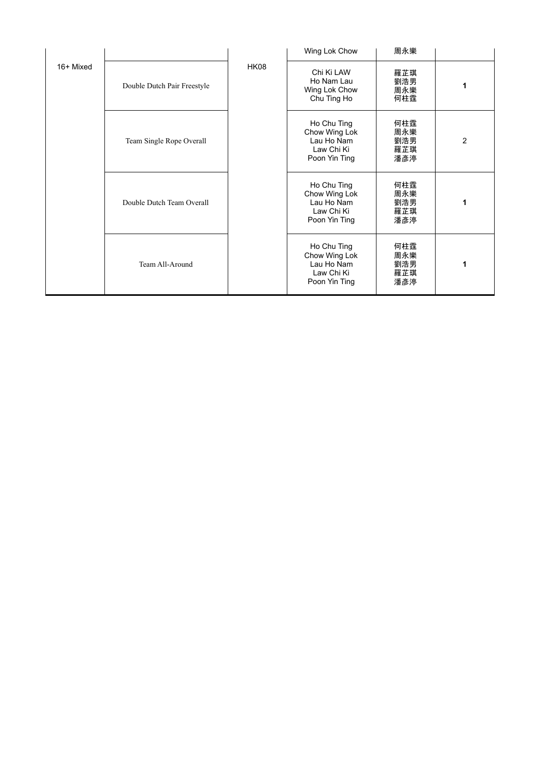| | | | | | |
|---|---|---|---|---|---|
| | | | Wing Lok Chow | 周永樂 | |
| 16+ Mixed | Double Dutch Pair Freestyle | HK08 | Chi Ki LAW<br>Ho Nam Lau<br>Wing Lok Chow<br>Chu Ting Ho | 羅芷琪<br>劉浩男<br>周永樂<br>何柱霆 | **1** |
| | Team Single Rope Overall | | Ho Chu Ting<br>Chow Wing Lok<br>Lau Ho Nam<br>Law Chi Ki<br>Poon Yin Ting | 何柱霆<br>周永樂<br>劉浩男<br>羅芷琪<br>潘彥渟 | 2 |
| | Double Dutch Team Overall | | Ho Chu Ting<br>Chow Wing Lok<br>Lau Ho Nam<br>Law Chi Ki<br>Poon Yin Ting | 何柱霆<br>周永樂<br>劉浩男<br>羅芷琪<br>潘彥渟 | **1** |
| | Team All-Around | | Ho Chu Ting<br>Chow Wing Lok<br>Lau Ho Nam<br>Law Chi Ki<br>Poon Yin Ting | 何柱霆<br>周永樂<br>劉浩男<br>羅芷琪<br>潘彥渟 | **1** |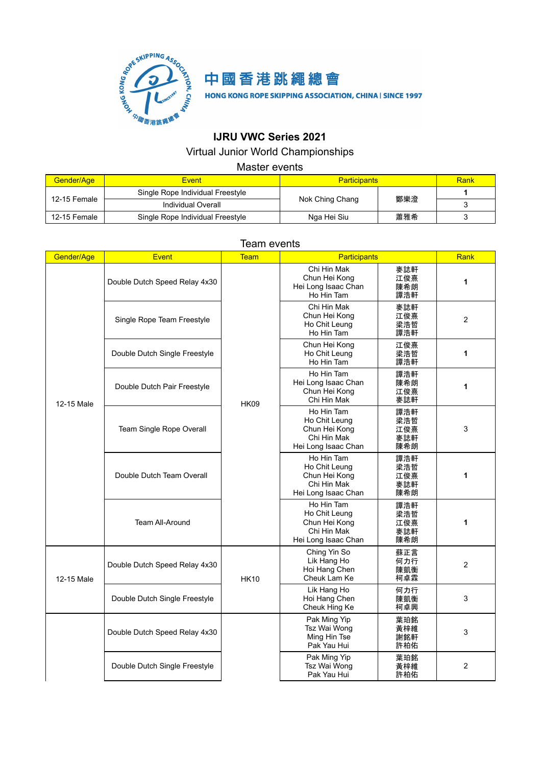中國香港跳繩總會

HONG KONG ROPE SKIPPING ASSOCIATION, CHINA | SINCE 1997

## IJRU VWC Series 2021

Virtual Junior World Championships

Master events

| Gender/Age | Event | Participants | | Rank |
|---|---|---|---|---|
| 12-15 Female | Single Rope Individual Freestyle | Nok Ching Chang | 鄭樂澄 | **1** |
| 12-15 Female | Individual Overall | Nok Ching Chang | 鄭樂澄 | 3 |
| 12-15 Female | Single Rope Individual Freestyle | Nga Hei Siu | 蕭雅希 | 3 |

Team events

| Gender/Age | Event | Team | Participants | | Rank |
|---|---|---|---|---|---|
| 12-15 Male | Double Dutch Speed Relay 4x30 | HK09 | Chi Hin Mak<br>Chun Hei Kong<br>Hei Long Isaac Chan<br>Ho Hin Tam | 麥誌軒<br>江俊熹<br>陳希朗<br>譚浩軒 | **1** |
| 12-15 Male | Single Rope Team Freestyle | HK09 | Chi Hin Mak<br>Chun Hei Kong<br>Ho Chit Leung<br>Ho Hin Tam | 麥誌軒<br>江俊熹<br>梁浩哲<br>譚浩軒 | 2 |
| 12-15 Male | Double Dutch Single Freestyle | HK09 | Chun Hei Kong<br>Ho Chit Leung<br>Ho Hin Tam | 江俊熹<br>梁浩哲<br>譚浩軒 | **1** |
| 12-15 Male | Double Dutch Pair Freestyle | HK09 | Ho Hin Tam<br>Hei Long Isaac Chan<br>Chun Hei Kong<br>Chi Hin Mak | 譚浩軒<br>陳希朗<br>江俊熹<br>麥誌軒 | **1** |
| 12-15 Male | Team Single Rope Overall | HK09 | Ho Hin Tam<br>Ho Chit Leung<br>Chun Hei Kong<br>Chi Hin Mak<br>Hei Long Isaac Chan | 譚浩軒<br>梁浩哲<br>江俊熹<br>麥誌軒<br>陳希朗 | 3 |
| 12-15 Male | Double Dutch Team Overall | HK09 | Ho Hin Tam<br>Ho Chit Leung<br>Chun Hei Kong<br>Chi Hin Mak<br>Hei Long Isaac Chan | 譚浩軒<br>梁浩哲<br>江俊熹<br>麥誌軒<br>陳希朗 | **1** |
| 12-15 Male | Team All-Around | HK09 | Ho Hin Tam<br>Ho Chit Leung<br>Chun Hei Kong<br>Chi Hin Mak<br>Hei Long Isaac Chan | 譚浩軒<br>梁浩哲<br>江俊熹<br>麥誌軒<br>陳希朗 | **1** |
| 12-15 Male | Double Dutch Speed Relay 4x30 | HK10 | Ching Yin So<br>Lik Hang Ho<br>Hoi Hang Chen<br>Cheuk Lam Ke | 蘇正言<br>何力行<br>陳凱衡<br>柯卓霖 | 2 |
| 12-15 Male | Double Dutch Single Freestyle | HK10 | Lik Hang Ho<br>Hoi Hang Chen<br>Cheuk Hing Ke | 何力行<br>陳凱衡<br>柯卓興 | 3 |
| | Double Dutch Speed Relay 4x30 | | Pak Ming Yip<br>Tsz Wai Wong<br>Ming Hin Tse<br>Pak Yau Hui | 葉珀銘<br>黃梓維<br>謝銘軒<br>許柏佑 | 3 |
| | Double Dutch Single Freestyle | | Pak Ming Yip<br>Tsz Wai Wong<br>Pak Yau Hui | 葉珀銘<br>黃梓維<br>許柏佑 | 2 |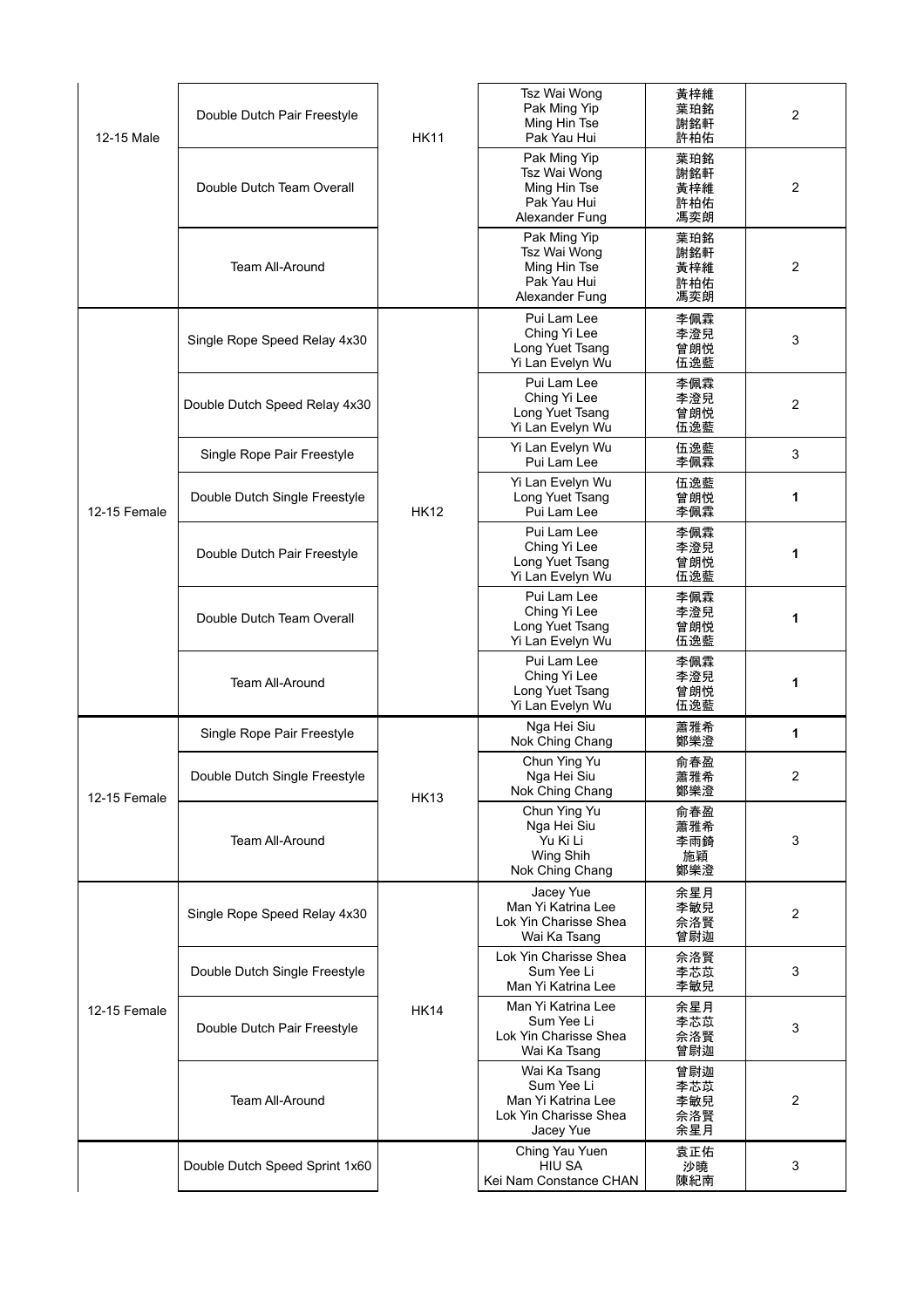| | | | | | |
|---|---|---|---|---|---|
| 12-15 Male | Double Dutch Pair Freestyle | HK11 | Tsz Wai Wong<br>Pak Ming Yip<br>Ming Hin Tse<br>Pak Yau Hui | 黃梓維<br>葉珀銘<br>謝銘軒<br>許柏佑 | 2 |
| | Double Dutch Team Overall | | Pak Ming Yip<br>Tsz Wai Wong<br>Ming Hin Tse<br>Pak Yau Hui<br>Alexander Fung | 葉珀銘<br>謝銘軒<br>黃梓維<br>許柏佑<br>馮奕朗 | 2 |
| | Team All-Around | | Pak Ming Yip<br>Tsz Wai Wong<br>Ming Hin Tse<br>Pak Yau Hui<br>Alexander Fung | 葉珀銘<br>謝銘軒<br>黃梓維<br>許柏佑<br>馮奕朗 | 2 |
| 12-15 Female | Single Rope Speed Relay 4x30 | HK12 | Pui Lam Lee<br>Ching Yi Lee<br>Long Yuet Tsang<br>Yi Lan Evelyn Wu | 李佩霖<br>李澄兒<br>曾朗悅<br>伍逸藍 | 3 |
| | Double Dutch Speed Relay 4x30 | | Pui Lam Lee<br>Ching Yi Lee<br>Long Yuet Tsang<br>Yi Lan Evelyn Wu | 李佩霖<br>李澄兒<br>曾朗悅<br>伍逸藍 | 2 |
| | Single Rope Pair Freestyle | | Yi Lan Evelyn Wu<br>Pui Lam Lee | 伍逸藍<br>李佩霖 | 3 |
| | Double Dutch Single Freestyle | | Yi Lan Evelyn Wu<br>Long Yuet Tsang<br>Pui Lam Lee | 伍逸藍<br>曾朗悅<br>李佩霖 | **1** |
| | Double Dutch Pair Freestyle | | Pui Lam Lee<br>Ching Yi Lee<br>Long Yuet Tsang<br>Yi Lan Evelyn Wu | 李佩霖<br>李澄兒<br>曾朗悅<br>伍逸藍 | **1** |
| | Double Dutch Team Overall | | Pui Lam Lee<br>Ching Yi Lee<br>Long Yuet Tsang<br>Yi Lan Evelyn Wu | 李佩霖<br>李澄兒<br>曾朗悅<br>伍逸藍 | **1** |
| | Team All-Around | | Pui Lam Lee<br>Ching Yi Lee<br>Long Yuet Tsang<br>Yi Lan Evelyn Wu | 李佩霖<br>李澄兒<br>曾朗悅<br>伍逸藍 | **1** |
| 12-15 Female | Single Rope Pair Freestyle | HK13 | Nga Hei Siu<br>Nok Ching Chang | 蕭雅希<br>鄭樂澄 | **1** |
| | Double Dutch Single Freestyle | | Chun Ying Yu<br>Nga Hei Siu<br>Nok Ching Chang | 俞春盈<br>蕭雅希<br>鄭樂澄 | 2 |
| | Team All-Around | | Chun Ying Yu<br>Nga Hei Siu<br>Yu Ki Li<br>Wing Shih<br>Nok Ching Chang | 俞春盈<br>蕭雅希<br>李雨錡<br>施穎<br>鄭樂澄 | 3 |
| 12-15 Female | Single Rope Speed Relay 4x30 | HK14 | Jacey Yue<br>Man Yi Katrina Lee<br>Lok Yin Charisse Shea<br>Wai Ka Tsang | 余星月<br>李敏兒<br>佘洛賢<br>曾尉迦 | 2 |
| | Double Dutch Single Freestyle | | Lok Yin Charisse Shea<br>Sum Yee Li<br>Man Yi Katrina Lee | 佘洛賢<br>李芯苡<br>李敏兒 | 3 |
| | Double Dutch Pair Freestyle | | Man Yi Katrina Lee<br>Sum Yee Li<br>Lok Yin Charisse Shea<br>Wai Ka Tsang | 余星月<br>李芯苡<br>佘洛賢<br>曾尉迦 | 3 |
| | Team All-Around | | Wai Ka Tsang<br>Sum Yee Li<br>Man Yi Katrina Lee<br>Lok Yin Charisse Shea<br>Jacey Yue | 曾尉迦<br>李芯苡<br>李敏兒<br>佘洛賢<br>余星月 | 2 |
| | Double Dutch Speed Sprint 1x60 | | Ching Yau Yuen<br>HIU SA<br>Kei Nam Constance CHAN | 袁正佑<br>沙曉<br>陳紀南 | 3 |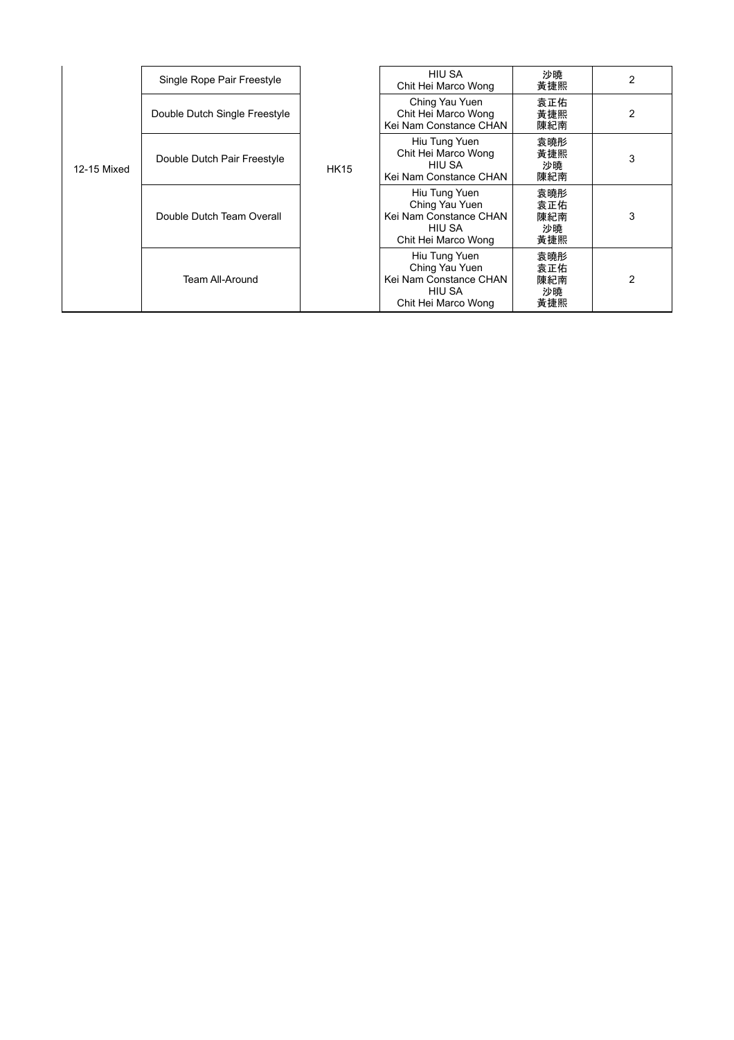| | | | | | |
|---|---|---|---|---|---|
| 12-15 Mixed | Single Rope Pair Freestyle | HK15 | HIU SA<br>Chit Hei Marco Wong | 沙曉<br>黃捷熙 | 2 |
| | Double Dutch Single Freestyle | | Ching Yau Yuen<br>Chit Hei Marco Wong<br>Kei Nam Constance CHAN | 袁正佑<br>黃捷熙<br>陳紀南 | 2 |
| | Double Dutch Pair Freestyle | | Hiu Tung Yuen<br>Chit Hei Marco Wong<br>HIU SA<br>Kei Nam Constance CHAN | 袁曉彤<br>黃捷熙<br>沙曉<br>陳紀南 | 3 |
| | Double Dutch Team Overall | | Hiu Tung Yuen<br>Ching Yau Yuen<br>Kei Nam Constance CHAN<br>HIU SA<br>Chit Hei Marco Wong | 袁曉彤<br>袁正佑<br>陳紀南<br>沙曉<br>黃捷熙 | 3 |
| | Team All-Around | | Hiu Tung Yuen<br>Ching Yau Yuen<br>Kei Nam Constance CHAN<br>HIU SA<br>Chit Hei Marco Wong | 袁曉彤<br>袁正佑<br>陳紀南<br>沙曉<br>黃捷熙 | 2 |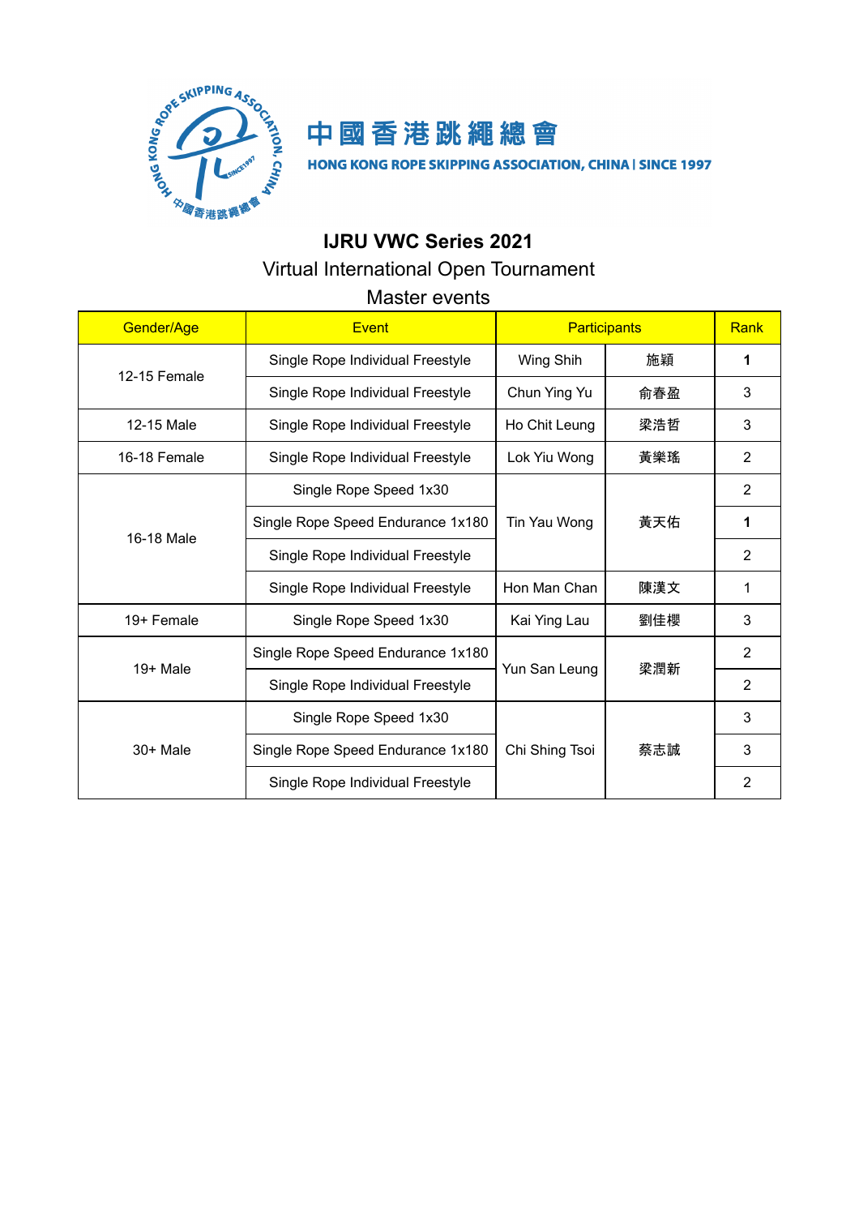中國香港跳繩總會

HONG KONG ROPE SKIPPING ASSOCIATION, CHINA | SINCE 1997

## IJRU VWC Series 2021

Virtual International Open Tournament

Master events

| Gender/Age | Event | Participants | | Rank |
|---|---|---|---|---|
| 12-15 Female | Single Rope Individual Freestyle | Wing Shih | 施穎 | **1** |
| | Single Rope Individual Freestyle | Chun Ying Yu | 俞春盈 | 3 |
| 12-15 Male | Single Rope Individual Freestyle | Ho Chit Leung | 梁浩哲 | 3 |
| 16-18 Female | Single Rope Individual Freestyle | Lok Yiu Wong | 黃樂瑤 | 2 |
| 16-18 Male | Single Rope Speed 1x30 | Tin Yau Wong | 黃天佑 | 2 |
| | Single Rope Speed Endurance 1x180 | | | **1** |
| | Single Rope Individual Freestyle | | | 2 |
| | Single Rope Individual Freestyle | Hon Man Chan | 陳漢文 | 1 |
| 19+ Female | Single Rope Speed 1x30 | Kai Ying Lau | 劉佳櫻 | 3 |
| 19+ Male | Single Rope Speed Endurance 1x180 | Yun San Leung | 梁潤新 | 2 |
| | Single Rope Individual Freestyle | | | 2 |
| 30+ Male | Single Rope Speed 1x30 | Chi Shing Tsoi | 蔡志誠 | 3 |
| | Single Rope Speed Endurance 1x180 | | | 3 |
| | Single Rope Individual Freestyle | | | 2 |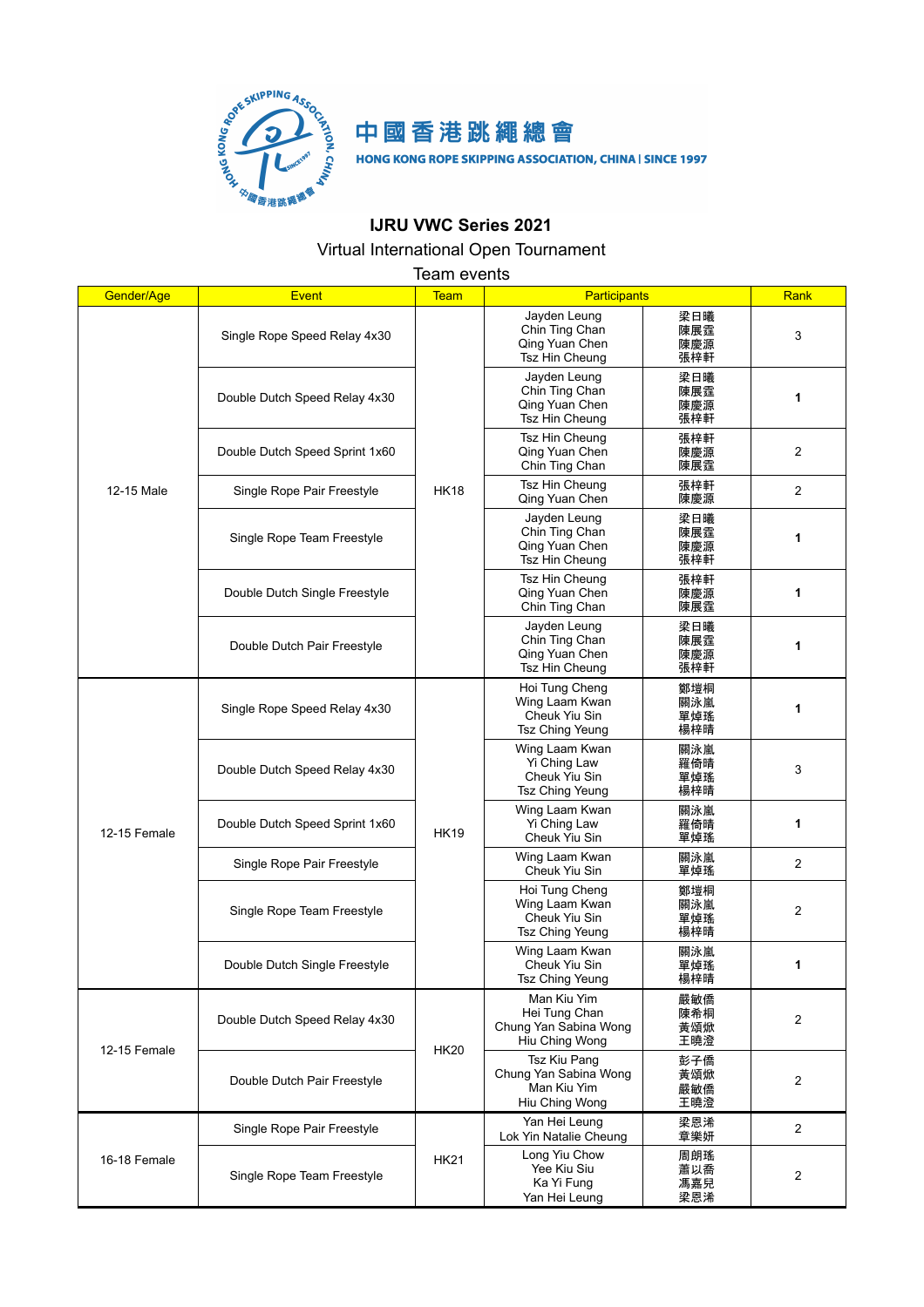中國香港跳繩總會

HONG KONG ROPE SKIPPING ASSOCIATION, CHINA | SINCE 1997

# IJRU VWC Series 2021

## Virtual International Open Tournament

## Team events

| Gender/Age | Event | Team | Participants | | Rank |
|---|---|---|---|---|---|
| 12-15 Male | Single Rope Speed Relay 4x30 | HK18 | Jayden Leung<br>Chin Ting Chan<br>Qing Yuan Chen<br>Tsz Hin Cheung | 梁日曦<br>陳展霆<br>陳慶源<br>張梓軒 | 3 |
| | Double Dutch Speed Relay 4x30 | | Jayden Leung<br>Chin Ting Chan<br>Qing Yuan Chen<br>Tsz Hin Cheung | 梁日曦<br>陳展霆<br>陳慶源<br>張梓軒 | **1** |
| | Double Dutch Speed Sprint 1x60 | | Tsz Hin Cheung<br>Qing Yuan Chen<br>Chin Ting Chan | 張梓軒<br>陳慶源<br>陳展霆 | 2 |
| | Single Rope Pair Freestyle | | Tsz Hin Cheung<br>Qing Yuan Chen | 張梓軒<br>陳慶源 | 2 |
| | Single Rope Team Freestyle | | Jayden Leung<br>Chin Ting Chan<br>Qing Yuan Chen<br>Tsz Hin Cheung | 梁日曦<br>陳展霆<br>陳慶源<br>張梓軒 | **1** |
| | Double Dutch Single Freestyle | | Tsz Hin Cheung<br>Qing Yuan Chen<br>Chin Ting Chan | 張梓軒<br>陳慶源<br>陳展霆 | **1** |
| | Double Dutch Pair Freestyle | | Jayden Leung<br>Chin Ting Chan<br>Qing Yuan Chen<br>Tsz Hin Cheung | 梁日曦<br>陳展霆<br>陳慶源<br>張梓軒 | **1** |
| 12-15 Female | Single Rope Speed Relay 4x30 | HK19 | Hoi Tung Cheng<br>Wing Laam Kwan<br>Cheuk Yiu Sin<br>Tsz Ching Yeung | 鄭塏桐<br>關泳嵐<br>單焯瑤<br>楊梓晴 | **1** |
| | Double Dutch Speed Relay 4x30 | | Wing Laam Kwan<br>Yi Ching Law<br>Cheuk Yiu Sin<br>Tsz Ching Yeung | 關泳嵐<br>羅倚晴<br>單焯瑤<br>楊梓晴 | 3 |
| | Double Dutch Speed Sprint 1x60 | | Wing Laam Kwan<br>Yi Ching Law<br>Cheuk Yiu Sin | 關泳嵐<br>羅倚晴<br>單焯瑤 | **1** |
| | Single Rope Pair Freestyle | | Wing Laam Kwan<br>Cheuk Yiu Sin | 關泳嵐<br>單焯瑤 | 2 |
| | Single Rope Team Freestyle | | Hoi Tung Cheng<br>Wing Laam Kwan<br>Cheuk Yiu Sin<br>Tsz Ching Yeung | 鄭塏桐<br>關泳嵐<br>單焯瑤<br>楊梓晴 | 2 |
| | Double Dutch Single Freestyle | | Wing Laam Kwan<br>Cheuk Yiu Sin<br>Tsz Ching Yeung | 關泳嵐<br>單焯瑤<br>楊梓晴 | **1** |
| 12-15 Female | Double Dutch Speed Relay 4x30 | HK20 | Man Kiu Yim<br>Hei Tung Chan<br>Chung Yan Sabina Wong<br>Hiu Ching Wong | 嚴敏僑<br>陳希桐<br>黃頌欣<br>王曉澄 | 2 |
| | Double Dutch Pair Freestyle | | Tsz Kiu Pang<br>Chung Yan Sabina Wong<br>Man Kiu Yim<br>Hiu Ching Wong | 彭子僑<br>黃頌欣<br>嚴敏僑<br>王曉澄 | 2 |
| 16-18 Female | Single Rope Pair Freestyle | HK21 | Yan Hei Leung<br>Lok Yin Natalie Cheung | 梁恩浠<br>章樂妍 | 2 |
| | Single Rope Team Freestyle | | Long Yiu Chow<br>Yee Kiu Siu<br>Ka Yi Fung<br>Yan Hei Leung | 周朗瑤<br>蕭以喬<br>馮嘉兒<br>梁恩浠 | 2 |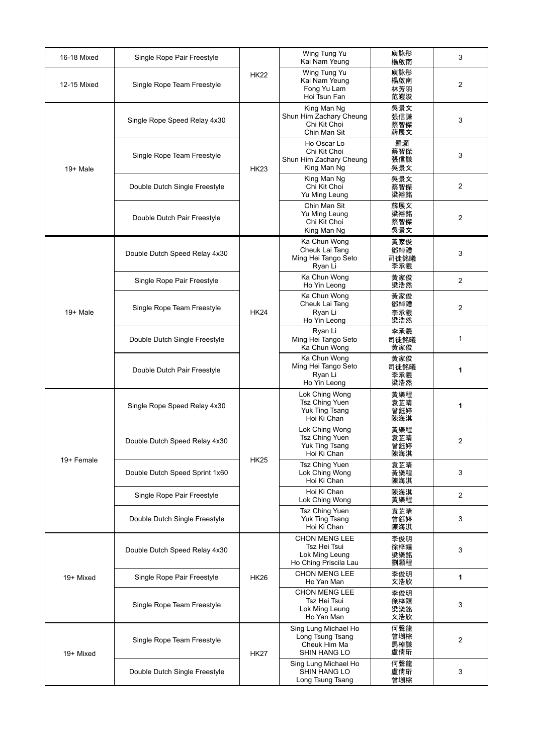| | | | | | |
|---|---|---|---|---|---|
| 16-18 Mixed | Single Rope Pair Freestyle | HK22 | Wing Tung Yu<br>Kai Nam Yeung | 庾詠彤<br>楊啟南 | 3 |
| 12-15 Mixed | Single Rope Team Freestyle | | Wing Tung Yu<br>Kai Nam Yeung<br>Fong Yu Lam<br>Hoi Tsun Fan | 庾詠彤<br>楊啟南<br>林芳羽<br>范皚浚 | 2 |
| 19+ Male | Single Rope Speed Relay 4x30 | HK23 | King Man Ng<br>Shun Him Zachary Cheung<br>Chi Kit Choi<br>Chin Man Sit | 吳景文<br>張信謙<br>蔡智傑<br>薛展文 | 3 |
| | Single Rope Team Freestyle | | Ho Oscar Lo<br>Chi Kit Choi<br>Shun Him Zachary Cheung<br>King Man Ng | 羅灝<br>蔡智傑<br>張信謙<br>吳景文 | 3 |
| | Double Dutch Single Freestyle | | King Man Ng<br>Chi Kit Choi<br>Yu Ming Leung | 吳景文<br>蔡智傑<br>梁裕銘 | 2 |
| | Double Dutch Pair Freestyle | | Chin Man Sit<br>Yu Ming Leung<br>Chi Kit Choi<br>King Man Ng | 薛展文<br>梁裕銘<br>蔡智傑<br>吳景文 | 2 |
| 19+ Male | Double Dutch Speed Relay 4x30 | HK24 | Ka Chun Wong<br>Cheuk Lai Tang<br>Ming Hei Tango Seto<br>Ryan Li | 黃家俊<br>鄧綽禮<br>司徒銘曦<br>李承羲 | 3 |
| | Single Rope Pair Freestyle | | Ka Chun Wong<br>Ho Yin Leong | 黃家俊<br>梁浩然 | 2 |
| | Single Rope Team Freestyle | | Ka Chun Wong<br>Cheuk Lai Tang<br>Ryan Li<br>Ho Yin Leong | 黃家俊<br>鄧綽禮<br>李承羲<br>梁浩然 | 2 |
| | Double Dutch Single Freestyle | | Ryan Li<br>Ming Hei Tango Seto<br>Ka Chun Wong | 李承羲<br>司徒銘曦<br>黃家俊 | 1 |
| | Double Dutch Pair Freestyle | | Ka Chun Wong<br>Ming Hei Tango Seto<br>Ryan Li<br>Ho Yin Leong | 黃家俊<br>司徒銘曦<br>李承羲<br>梁浩然 | **1** |
| 19+ Female | Single Rope Speed Relay 4x30 | HK25 | Lok Ching Wong<br>Tsz Ching Yuen<br>Yuk Ting Tsang<br>Hoi Ki Chan | 黃樂程<br>袁芷晴<br>曾鈺婷<br>陳海淇 | **1** |
| | Double Dutch Speed Relay 4x30 | | Lok Ching Wong<br>Tsz Ching Yuen<br>Yuk Ting Tsang<br>Hoi Ki Chan | 黃樂程<br>袁芷晴<br>曾鈺婷<br>陳海淇 | 2 |
| | Double Dutch Speed Sprint 1x60 | | Tsz Ching Yuen<br>Lok Ching Wong<br>Hoi Ki Chan | 袁芷晴<br>黃樂程<br>陳海淇 | 3 |
| | Single Rope Pair Freestyle | | Hoi Ki Chan<br>Lok Ching Wong | 陳海淇<br>黃樂程 | 2 |
| | Double Dutch Single Freestyle | | Tsz Ching Yuen<br>Yuk Ting Tsang<br>Hoi Ki Chan | 袁芷晴<br>曾鈺婷<br>陳海淇 | 3 |
| 19+ Mixed | Double Dutch Speed Relay 4x30 | HK26 | CHON MENG LEE<br>Tsz Hei Tsui<br>Lok Ming Leung<br>Ho Ching Priscila Lau | 李俊明<br>徐梓禧<br>梁樂銘<br>劉灝程 | 3 |
| | Single Rope Pair Freestyle | | CHON MENG LEE<br>Ho Yan Man | 李俊明<br>文浩欣 | **1** |
| | Single Rope Team Freestyle | | CHON MENG LEE<br>Tsz Hei Tsui<br>Lok Ming Leung<br>Ho Yan Man | 李俊明<br>徐梓禧<br>梁樂銘<br>文浩欣 | 3 |
| 19+ Mixed | Single Rope Team Freestyle | HK27 | Sing Lung Michael Ho<br>Long Tsung Tsang<br>Cheuk Him Ma<br>SHIN HANG LO | 何聲龍<br>曾堎棕<br>馬棹謙<br>盧倩珩 | 2 |
| | Double Dutch Single Freestyle | | Sing Lung Michael Ho<br>SHIN HANG LO<br>Long Tsung Tsang | 何聲龍<br>盧倩珩<br>曾堎棕 | 3 |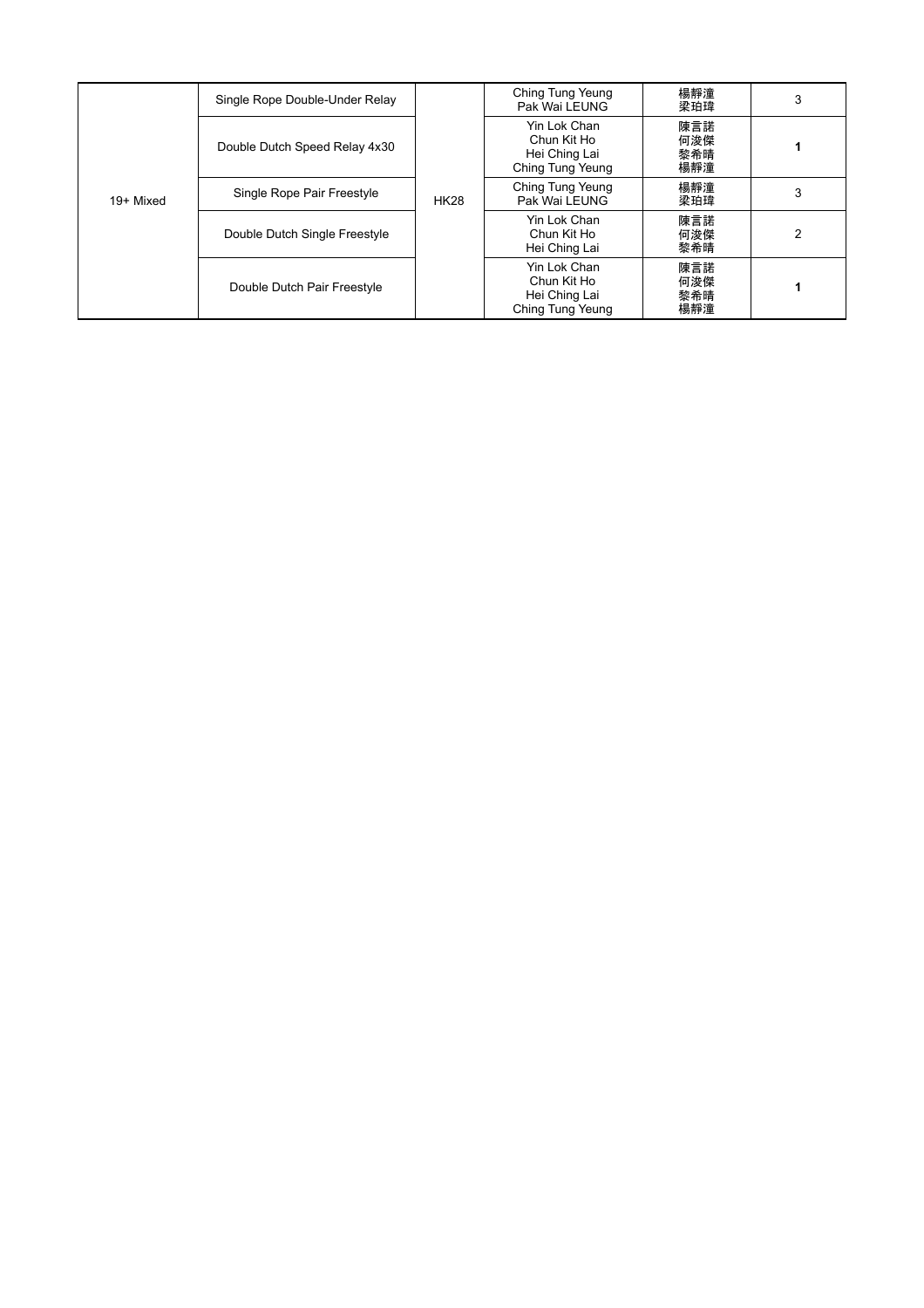| | | | | | |
|---|---|---|---|---|---|
| 19+ Mixed | Single Rope Double-Under Relay | HK28 | Ching Tung Yeung<br>Pak Wai LEUNG | 楊靜潼<br>梁珀瑋 | 3 |
| | Double Dutch Speed Relay 4x30 | | Yin Lok Chan<br>Chun Kit Ho<br>Hei Ching Lai<br>Ching Tung Yeung | 陳言諾<br>何浚傑<br>黎希晴<br>楊靜潼 | **1** |
| | Single Rope Pair Freestyle | | Ching Tung Yeung<br>Pak Wai LEUNG | 楊靜潼<br>梁珀瑋 | 3 |
| | Double Dutch Single Freestyle | | Yin Lok Chan<br>Chun Kit Ho<br>Hei Ching Lai | 陳言諾<br>何浚傑<br>黎希晴 | 2 |
| | Double Dutch Pair Freestyle | | Yin Lok Chan<br>Chun Kit Ho<br>Hei Ching Lai<br>Ching Tung Yeung | 陳言諾<br>何浚傑<br>黎希晴<br>楊靜潼 | **1** |